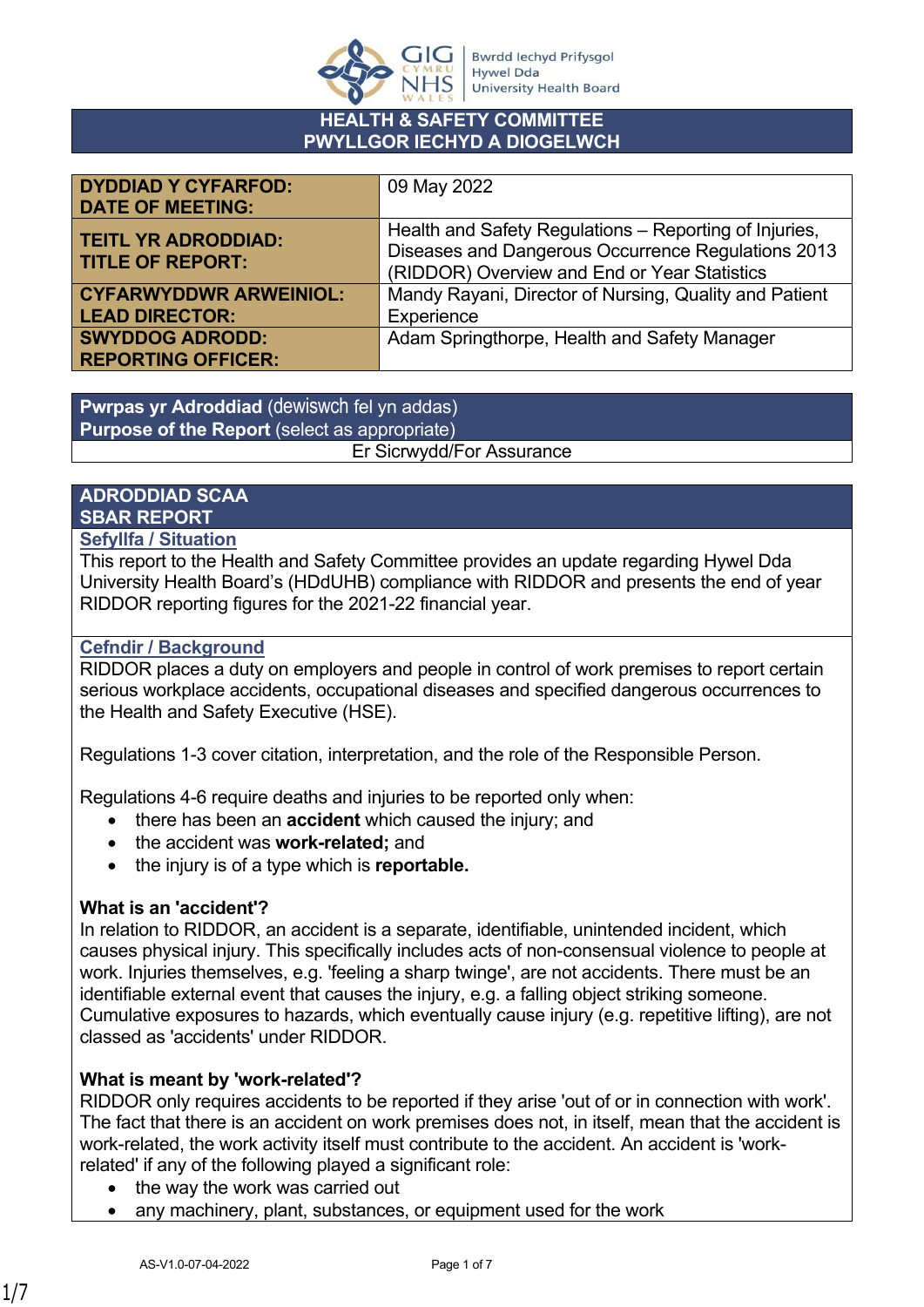Bwrdd Iechyd Prifysgol Hywel Dda University Health Board

**HEALTH & SAFETY COMMITTEE**
**PWYLLGOR IECHYD A DIOGELWCH**

| | |
|---|---|
| **DYDDIAD Y CYFARFOD: DATE OF MEETING:** | 09 May 2022 |
| **TEITL YR ADRODDIAD: TITLE OF REPORT:** | Health and Safety Regulations – Reporting of Injuries, Diseases and Dangerous Occurrence Regulations 2013 (RIDDOR) Overview and End or Year Statistics |
| **CYFARWYDDWR ARWEINIOL: LEAD DIRECTOR:** | Mandy Rayani, Director of Nursing, Quality and Patient Experience |
| **SWYDDOG ADRODD: REPORTING OFFICER:** | Adam Springthorpe, Health and Safety Manager |

| **Pwrpas yr Adroddiad** (dewiswch fel yn addas) **Purpose of the Report** (select as appropriate) |
|---|
| Er Sicrwydd/For Assurance |

## ADRODDIAD SCAA
## SBAR REPORT

### Sefyllfa / Situation

This report to the Health and Safety Committee provides an update regarding Hywel Dda University Health Board's (HDdUHB) compliance with RIDDOR and presents the end of year RIDDOR reporting figures for the 2021-22 financial year.

### Cefndir / Background

RIDDOR places a duty on employers and people in control of work premises to report certain serious workplace accidents, occupational diseases and specified dangerous occurrences to the Health and Safety Executive (HSE).

Regulations 1-3 cover citation, interpretation, and the role of the Responsible Person.

Regulations 4-6 require deaths and injuries to be reported only when:

- there has been an **accident** which caused the injury; and
- the accident was **work-related;** and
- the injury is of a type which is **reportable.**

**What is an 'accident'?**

In relation to RIDDOR, an accident is a separate, identifiable, unintended incident, which causes physical injury. This specifically includes acts of non-consensual violence to people at work. Injuries themselves, e.g. 'feeling a sharp twinge', are not accidents. There must be an identifiable external event that causes the injury, e.g. a falling object striking someone. Cumulative exposures to hazards, which eventually cause injury (e.g. repetitive lifting), are not classed as 'accidents' under RIDDOR.

**What is meant by 'work-related'?**

RIDDOR only requires accidents to be reported if they arise 'out of or in connection with work'. The fact that there is an accident on work premises does not, in itself, mean that the accident is work-related, the work activity itself must contribute to the accident. An accident is 'work-related' if any of the following played a significant role:

- the way the work was carried out
- any machinery, plant, substances, or equipment used for the work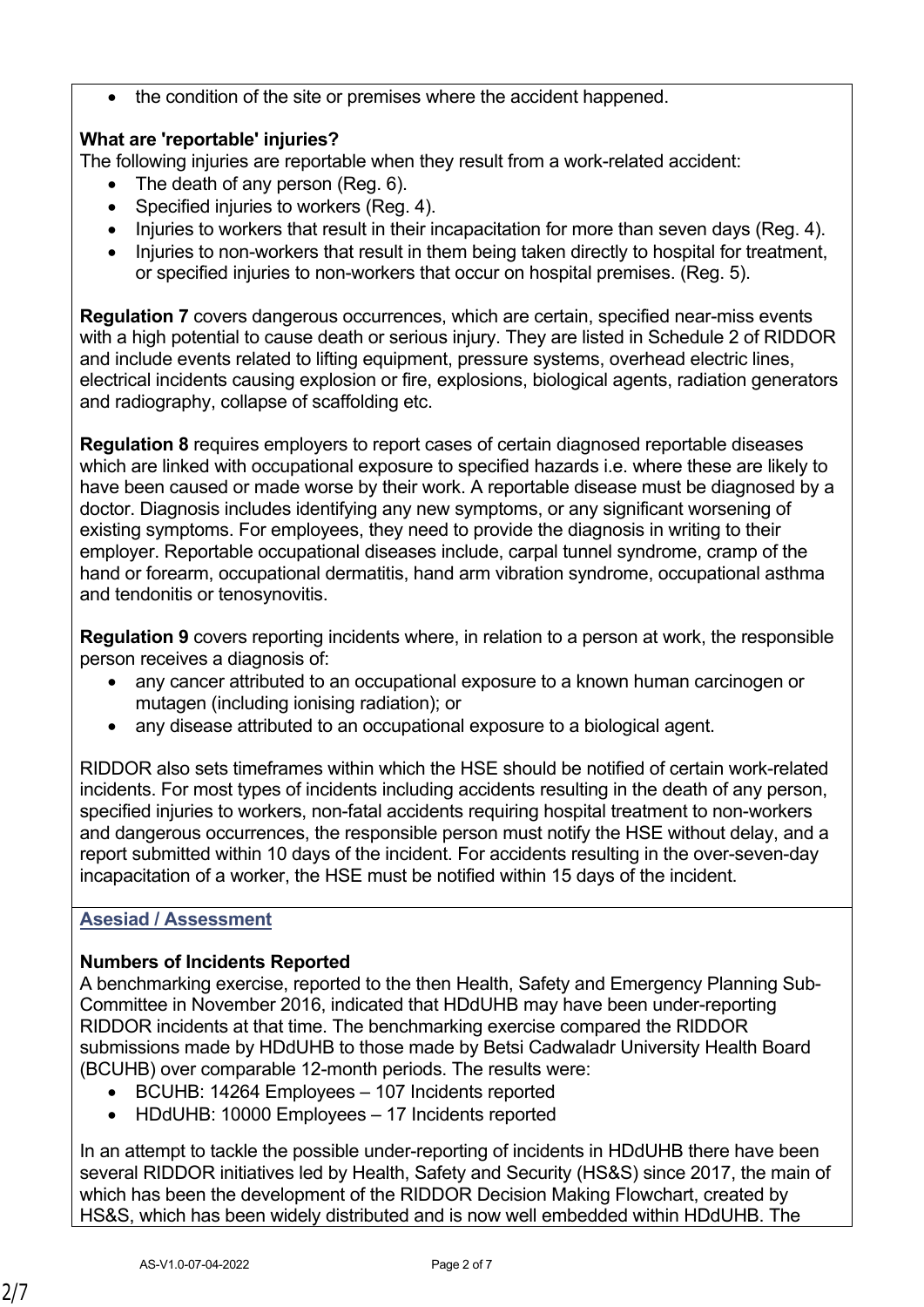- the condition of the site or premises where the accident happened.

**What are 'reportable' injuries?**

The following injuries are reportable when they result from a work-related accident:

- The death of any person (Reg. 6).
- Specified injuries to workers (Reg. 4).
- Injuries to workers that result in their incapacitation for more than seven days (Reg. 4).
- Injuries to non-workers that result in them being taken directly to hospital for treatment, or specified injuries to non-workers that occur on hospital premises. (Reg. 5).

**Regulation 7** covers dangerous occurrences, which are certain, specified near-miss events with a high potential to cause death or serious injury. They are listed in Schedule 2 of RIDDOR and include events related to lifting equipment, pressure systems, overhead electric lines, electrical incidents causing explosion or fire, explosions, biological agents, radiation generators and radiography, collapse of scaffolding etc.

**Regulation 8** requires employers to report cases of certain diagnosed reportable diseases which are linked with occupational exposure to specified hazards i.e. where these are likely to have been caused or made worse by their work. A reportable disease must be diagnosed by a doctor. Diagnosis includes identifying any new symptoms, or any significant worsening of existing symptoms. For employees, they need to provide the diagnosis in writing to their employer. Reportable occupational diseases include, carpal tunnel syndrome, cramp of the hand or forearm, occupational dermatitis, hand arm vibration syndrome, occupational asthma and tendonitis or tenosynovitis.

**Regulation 9** covers reporting incidents where, in relation to a person at work, the responsible person receives a diagnosis of:

- any cancer attributed to an occupational exposure to a known human carcinogen or mutagen (including ionising radiation); or
- any disease attributed to an occupational exposure to a biological agent.

RIDDOR also sets timeframes within which the HSE should be notified of certain work-related incidents. For most types of incidents including accidents resulting in the death of any person, specified injuries to workers, non-fatal accidents requiring hospital treatment to non-workers and dangerous occurrences, the responsible person must notify the HSE without delay, and a report submitted within 10 days of the incident. For accidents resulting in the over-seven-day incapacitation of a worker, the HSE must be notified within 15 days of the incident.

## Asesiad / Assessment

**Numbers of Incidents Reported**

A benchmarking exercise, reported to the then Health, Safety and Emergency Planning Sub-Committee in November 2016, indicated that HDdUHB may have been under-reporting RIDDOR incidents at that time. The benchmarking exercise compared the RIDDOR submissions made by HDdUHB to those made by Betsi Cadwaladr University Health Board (BCUHB) over comparable 12-month periods. The results were:

- BCUHB: 14264 Employees – 107 Incidents reported
- HDdUHB: 10000 Employees – 17 Incidents reported

In an attempt to tackle the possible under-reporting of incidents in HDdUHB there have been several RIDDOR initiatives led by Health, Safety and Security (HS&S) since 2017, the main of which has been the development of the RIDDOR Decision Making Flowchart, created by HS&S, which has been widely distributed and is now well embedded within HDdUHB. The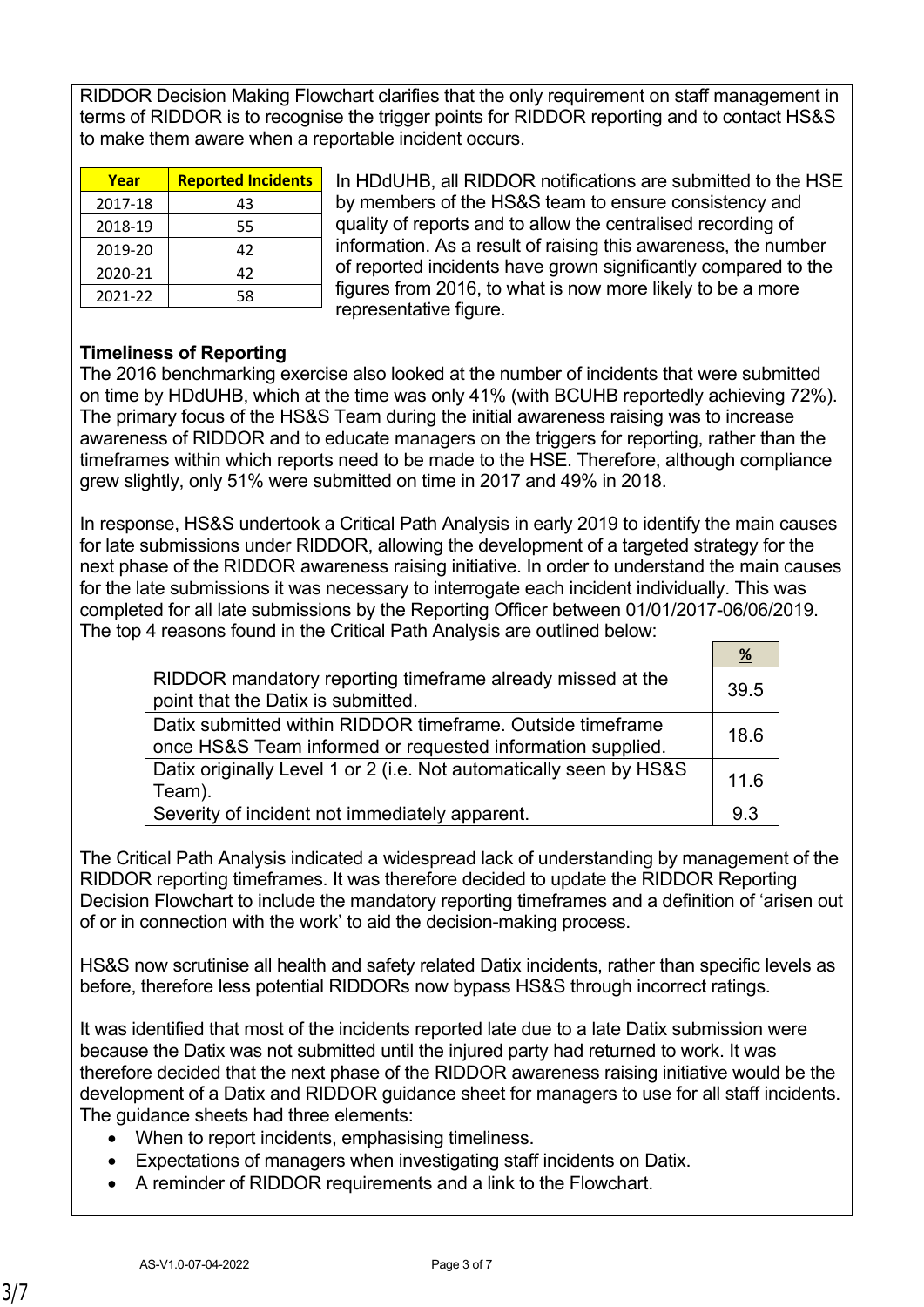RIDDOR Decision Making Flowchart clarifies that the only requirement on staff management in terms of RIDDOR is to recognise the trigger points for RIDDOR reporting and to contact HS&S to make them aware when a reportable incident occurs.

| Year | Reported Incidents |
|---|---|
| 2017-18 | 43 |
| 2018-19 | 55 |
| 2019-20 | 42 |
| 2020-21 | 42 |
| 2021-22 | 58 |

In HDdUHB, all RIDDOR notifications are submitted to the HSE by members of the HS&S team to ensure consistency and quality of reports and to allow the centralised recording of information. As a result of raising this awareness, the number of reported incidents have grown significantly compared to the figures from 2016, to what is now more likely to be a more representative figure.

**Timeliness of Reporting**

The 2016 benchmarking exercise also looked at the number of incidents that were submitted on time by HDdUHB, which at the time was only 41% (with BCUHB reportedly achieving 72%). The primary focus of the HS&S Team during the initial awareness raising was to increase awareness of RIDDOR and to educate managers on the triggers for reporting, rather than the timeframes within which reports need to be made to the HSE. Therefore, although compliance grew slightly, only 51% were submitted on time in 2017 and 49% in 2018.

In response, HS&S undertook a Critical Path Analysis in early 2019 to identify the main causes for late submissions under RIDDOR, allowing the development of a targeted strategy for the next phase of the RIDDOR awareness raising initiative. In order to understand the main causes for the late submissions it was necessary to interrogate each incident individually. This was completed for all late submissions by the Reporting Officer between 01/01/2017-06/06/2019. The top 4 reasons found in the Critical Path Analysis are outlined below:

| | % |
|---|---|
| RIDDOR mandatory reporting timeframe already missed at the point that the Datix is submitted. | 39.5 |
| Datix submitted within RIDDOR timeframe. Outside timeframe once HS&S Team informed or requested information supplied. | 18.6 |
| Datix originally Level 1 or 2 (i.e. Not automatically seen by HS&S Team). | 11.6 |
| Severity of incident not immediately apparent. | 9.3 |

The Critical Path Analysis indicated a widespread lack of understanding by management of the RIDDOR reporting timeframes. It was therefore decided to update the RIDDOR Reporting Decision Flowchart to include the mandatory reporting timeframes and a definition of 'arisen out of or in connection with the work' to aid the decision-making process.

HS&S now scrutinise all health and safety related Datix incidents, rather than specific levels as before, therefore less potential RIDDORs now bypass HS&S through incorrect ratings.

It was identified that most of the incidents reported late due to a late Datix submission were because the Datix was not submitted until the injured party had returned to work. It was therefore decided that the next phase of the RIDDOR awareness raising initiative would be the development of a Datix and RIDDOR guidance sheet for managers to use for all staff incidents. The guidance sheets had three elements:

- When to report incidents, emphasising timeliness.
- Expectations of managers when investigating staff incidents on Datix.
- A reminder of RIDDOR requirements and a link to the Flowchart.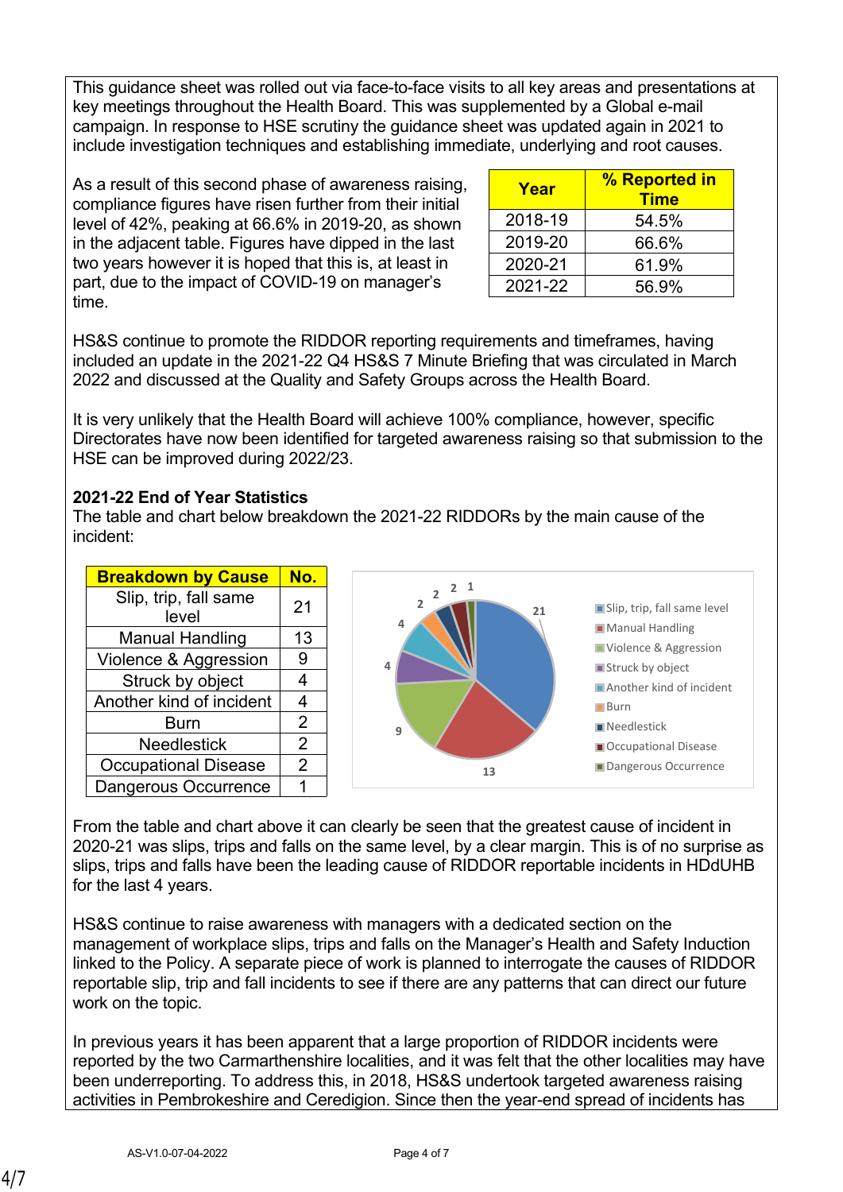This guidance sheet was rolled out via face-to-face visits to all key areas and presentations at key meetings throughout the Health Board. This was supplemented by a Global e-mail campaign. In response to HSE scrutiny the guidance sheet was updated again in 2021 to include investigation techniques and establishing immediate, underlying and root causes.

As a result of this second phase of awareness raising, compliance figures have risen further from their initial level of 42%, peaking at 66.6% in 2019-20, as shown in the adjacent table. Figures have dipped in the last two years however it is hoped that this is, at least in part, due to the impact of COVID-19 on manager's time.

| Year | % Reported in Time |
|---|---|
| 2018-19 | 54.5% |
| 2019-20 | 66.6% |
| 2020-21 | 61.9% |
| 2021-22 | 56.9% |

HS&S continue to promote the RIDDOR reporting requirements and timeframes, having included an update in the 2021-22 Q4 HS&S 7 Minute Briefing that was circulated in March 2022 and discussed at the Quality and Safety Groups across the Health Board.

It is very unlikely that the Health Board will achieve 100% compliance, however, specific Directorates have now been identified for targeted awareness raising so that submission to the HSE can be improved during 2022/23.

**2021-22 End of Year Statistics**

The table and chart below breakdown the 2021-22 RIDDORs by the main cause of the incident:

| Breakdown by Cause | No. |
|---|---|
| Slip, trip, fall same level | 21 |
| Manual Handling | 13 |
| Violence & Aggression | 9 |
| Struck by object | 4 |
| Another kind of incident | 4 |
| Burn | 2 |
| Needlestick | 2 |
| Occupational Disease | 2 |
| Dangerous Occurrence | 1 |

From the table and chart above it can clearly be seen that the greatest cause of incident in 2020-21 was slips, trips and falls on the same level, by a clear margin. This is of no surprise as slips, trips and falls have been the leading cause of RIDDOR reportable incidents in HDdUHB for the last 4 years.

HS&S continue to raise awareness with managers with a dedicated section on the management of workplace slips, trips and falls on the Manager's Health and Safety Induction linked to the Policy. A separate piece of work is planned to interrogate the causes of RIDDOR reportable slip, trip and fall incidents to see if there are any patterns that can direct our future work on the topic.

In previous years it has been apparent that a large proportion of RIDDOR incidents were reported by the two Carmarthenshire localities, and it was felt that the other localities may have been underreporting. To address this, in 2018, HS&S undertook targeted awareness raising activities in Pembrokeshire and Ceredigion. Since then the year-end spread of incidents has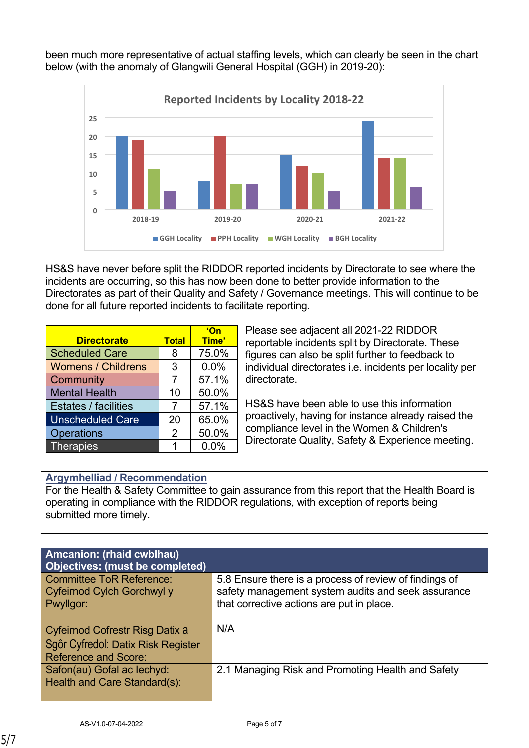been much more representative of actual staffing levels, which can clearly be seen in the chart below (with the anomaly of Glangwili General Hospital (GGH) in 2019-20):

**Reported Incidents by Locality 2018-22**

(Chart categories: 2018-19, 2019-20, 2020-21, 2021-22; series: GGH Locality, PPH Locality, WGH Locality, BGH Locality)

HS&S have never before split the RIDDOR reported incidents by Directorate to see where the incidents are occurring, so this has now been done to better provide information to the Directorates as part of their Quality and Safety / Governance meetings. This will continue to be done for all future reported incidents to facilitate reporting.

| Directorate | Total | 'On Time' |
|---|---|---|
| Scheduled Care | 8 | 75.0% |
| Womens / Childrens | 3 | 0.0% |
| Community | 7 | 57.1% |
| Mental Health | 10 | 50.0% |
| Estates / facilities | 7 | 57.1% |
| Unscheduled Care | 20 | 65.0% |
| Operations | 2 | 50.0% |
| Therapies | 1 | 0.0% |

Please see adjacent all 2021-22 RIDDOR reportable incidents split by Directorate. These figures can also be split further to feedback to individual directorates i.e. incidents per locality per directorate.

HS&S have been able to use this information proactively, having for instance already raised the compliance level in the Women & Children's Directorate Quality, Safety & Experience meeting.

## Argymhelliad / Recommendation

For the Health & Safety Committee to gain assurance from this report that the Health Board is operating in compliance with the RIDDOR regulations, with exception of reports being submitted more timely.

| **Amcanion: (rhaid cwblhau)**<br>**Objectives: (must be completed)** | |
|---|---|
| Committee ToR Reference:<br>Cyfeirnod Cylch Gorchwyl y Pwyllgor: | 5.8 Ensure there is a process of review of findings of safety management system audits and seek assurance that corrective actions are put in place. |
| Cyfeirnod Cofrestr Risg Datix a Sgôr Cyfredol: Datix Risk Register Reference and Score: | N/A |
| Safon(au) Gofal ac Iechyd:<br>Health and Care Standard(s): | 2.1 Managing Risk and Promoting Health and Safety |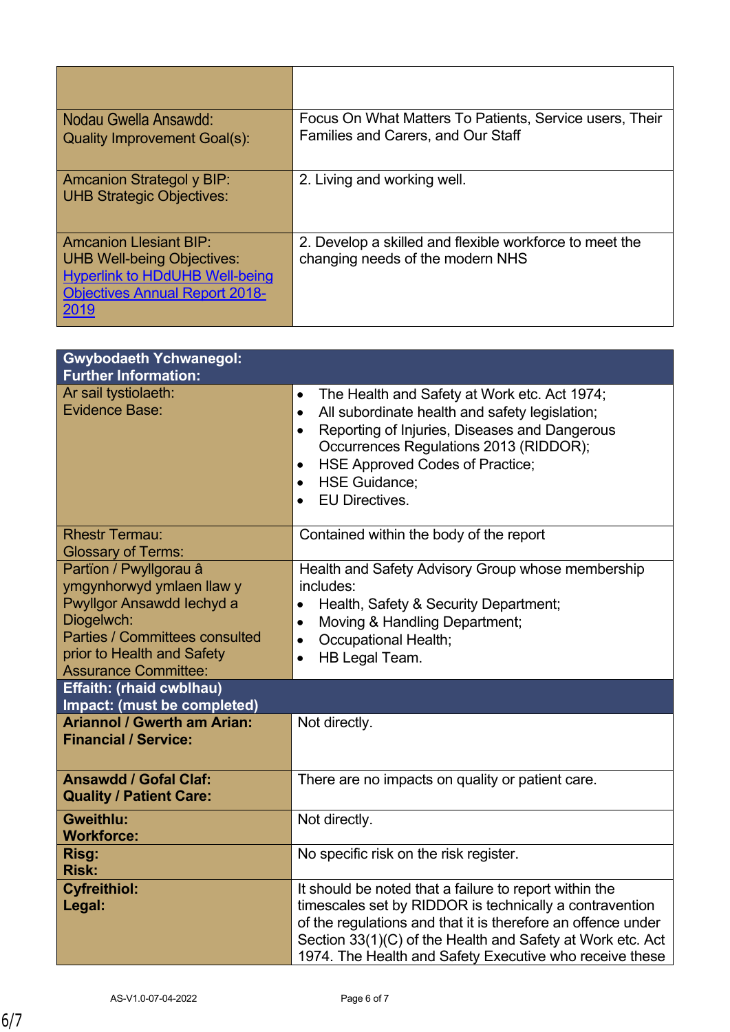| | |
|---|---|
| Nodau Gwella Ansawdd:<br>Quality Improvement Goal(s): | Focus On What Matters To Patients, Service users, Their Families and Carers, and Our Staff |
| Amcanion Strategol y BIP:<br>UHB Strategic Objectives: | 2. Living and working well. |
| Amcanion Llesiant BIP:<br>UHB Well-being Objectives:<br>[Hyperlink to HDdUHB Well-being Objectives Annual Report 2018-2019]() | 2. Develop a skilled and flexible workforce to meet the changing needs of the modern NHS |

| **Gwybodaeth Ychwanegol:<br>Further Information:** | |
|---|---|
| Ar sail tystiolaeth:<br>Evidence Base: | • The Health and Safety at Work etc. Act 1974;<br>• All subordinate health and safety legislation;<br>• Reporting of Injuries, Diseases and Dangerous Occurrences Regulations 2013 (RIDDOR);<br>• HSE Approved Codes of Practice;<br>• HSE Guidance;<br>• EU Directives. |
| Rhestr Termau:<br>Glossary of Terms: | Contained within the body of the report |
| Partïon / Pwyllgorau â ymgynhorwyd ymlaen llaw y Pwyllgor Ansawdd Iechyd a Diogelwch:<br>Parties / Committees consulted prior to Health and Safety Assurance Committee: | Health and Safety Advisory Group whose membership includes:<br>• Health, Safety & Security Department;<br>• Moving & Handling Department;<br>• Occupational Health;<br>• HB Legal Team. |
| **Effaith: (rhaid cwblhau)<br>Impact: (must be completed)** | |
| **Ariannol / Gwerth am Arian:<br>Financial / Service:** | Not directly. |
| **Ansawdd / Gofal Claf:<br>Quality / Patient Care:** | There are no impacts on quality or patient care. |
| **Gweithlu:<br>Workforce:** | Not directly. |
| **Risg:<br>Risk:** | No specific risk on the risk register. |
| **Cyfreithiol:<br>Legal:** | It should be noted that a failure to report within the timescales set by RIDDOR is technically a contravention of the regulations and that it is therefore an offence under Section 33(1)(C) of the Health and Safety at Work etc. Act 1974. The Health and Safety Executive who receive these |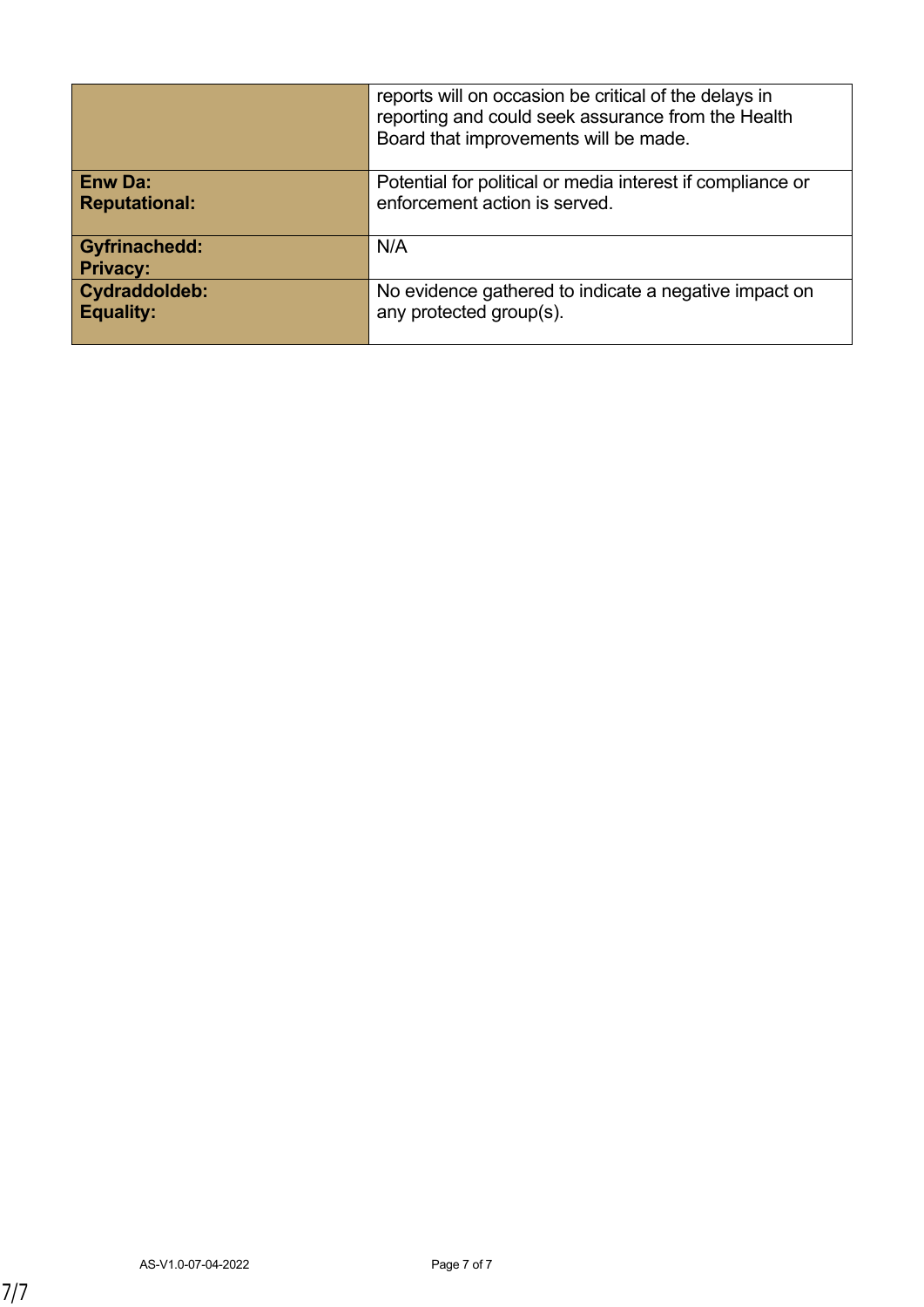| | |
|---|---|
| | reports will on occasion be critical of the delays in reporting and could seek assurance from the Health Board that improvements will be made. |
| **Enw Da:**<br>**Reputational:** | Potential for political or media interest if compliance or enforcement action is served. |
| **Gyfrinachedd:**<br>**Privacy:** | N/A |
| **Cydraddoldeb:**<br>**Equality:** | No evidence gathered to indicate a negative impact on any protected group(s). |

AS-V1.0-07-04-2022